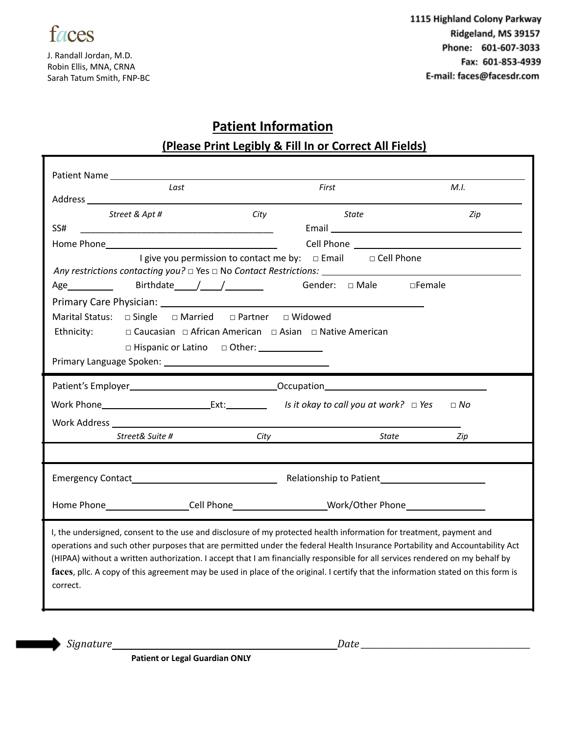faces

J. Randall Jordan, M.D.
Robin Ellis, MNA, CRNA
Sarah Tatum Smith, FNP-BC

**1115 Highland Colony Parkway**
**Ridgeland, MS 39157**
**Phone: 601-607-3033**
**Fax: 601-853-4939**
**E-mail: faces@facesdr.com**

# Patient Information

## (Please Print Legibly & Fill In or Correct All Fields)

Patient Name ______________________________________________
*Last* *First* *M.I.*

Address ______________________________________________
*Street & Apt #* *City* *State* *Zip*

SS# ______________________ Email ______________________

Home Phone ______________________ Cell Phone ______________________

I give you permission to contact me by: □ Email □ Cell Phone

*Any restrictions contacting you?* □ Yes □ No *Contact Restrictions:* ______________________

Age ________ Birthdate ____/____/______ Gender: □ Male □Female

Primary Care Physician: ______________________

Marital Status: □ Single □ Married □ Partner □ Widowed

Ethnicity: □ Caucasian □ African American □ Asian □ Native American
□ Hispanic or Latino □ Other: __________

Primary Language Spoken: ______________________

---

Patient's Employer ______________________ Occupation ______________________

Work Phone ______________ Ext: ________ *Is it okay to call you at work?* □ *Yes* □ *No*

Work Address ______________________________________________
*Street& Suite #* *City* *State* *Zip*

---

Emergency Contact ______________________ Relationship to Patient ______________________

Home Phone ______________ Cell Phone ______________ Work/Other Phone ______________

---

I, the undersigned, consent to the use and disclosure of my protected health information for treatment, payment and operations and such other purposes that are permitted under the federal Health Insurance Portability and Accountability Act (HIPAA) without a written authorization. I accept that I am financially responsible for all services rendered on my behalf by **faces**, pllc. A copy of this agreement may be used in place of the original. I certify that the information stated on this form is correct.

*Signature* ______________________________ *Date* ______________________

**Patient or Legal Guardian ONLY**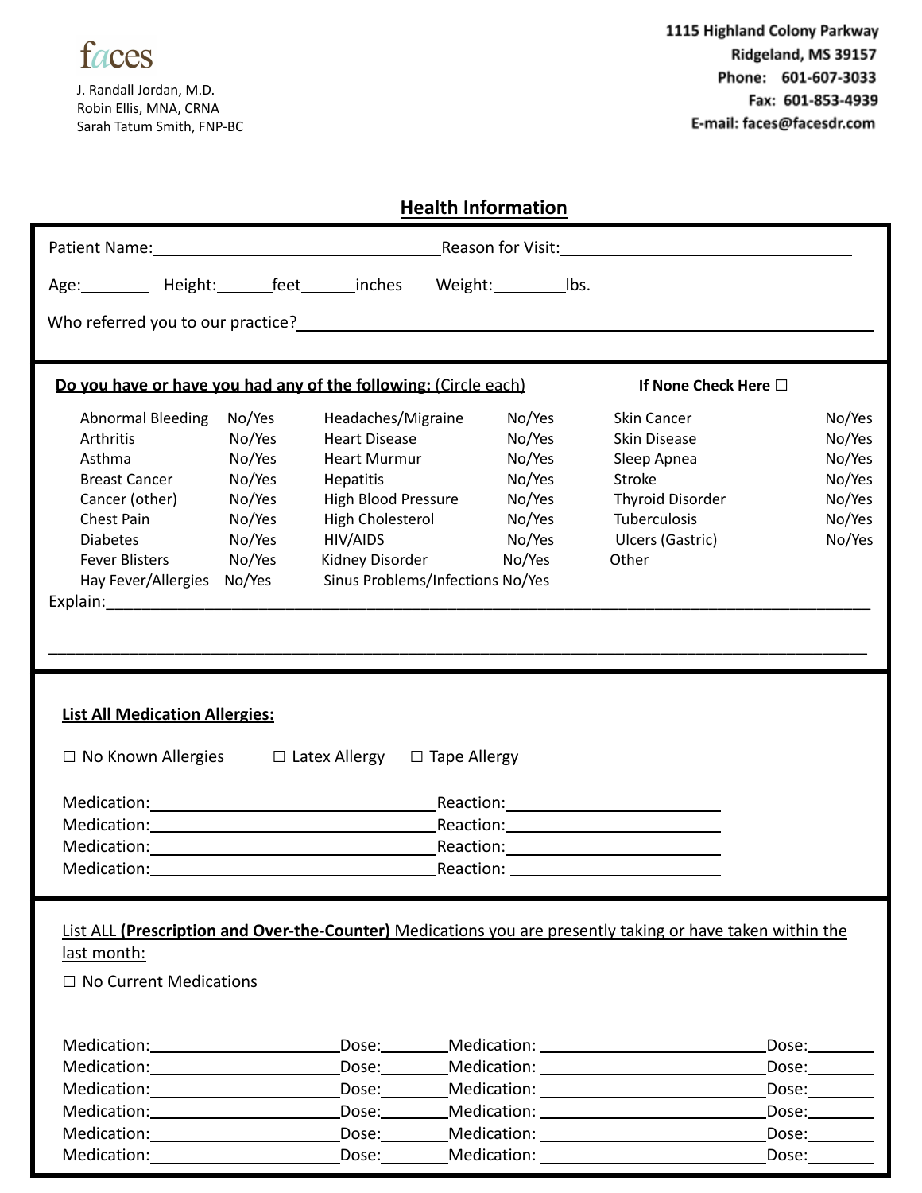faces

J. Randall Jordan, M.D.
Robin Ellis, MNA, CRNA
Sarah Tatum Smith, FNP-BC

**1115 Highland Colony Parkway**
**Ridgeland, MS 39157**
**Phone: 601-607-3033**
**Fax: 601-853-4939**
**E-mail: faces@facesdr.com**

## Health Information

Patient Name:________________________________ Reason for Visit:________________________________

Age:________ Height:______feet______inches Weight:________lbs.

Who referred you to our practice?________________________________________________

**Do you have or have you had any of the following:** (Circle each) **If None Check Here** ☐

| | | | | | |
|---|---|---|---|---|---|
| Abnormal Bleeding | No/Yes | Headaches/Migraine | No/Yes | Skin Cancer | No/Yes |
| Arthritis | No/Yes | Heart Disease | No/Yes | Skin Disease | No/Yes |
| Asthma | No/Yes | Heart Murmur | No/Yes | Sleep Apnea | No/Yes |
| Breast Cancer | No/Yes | Hepatitis | No/Yes | Stroke | No/Yes |
| Cancer (other) | No/Yes | High Blood Pressure | No/Yes | Thyroid Disorder | No/Yes |
| Chest Pain | No/Yes | High Cholesterol | No/Yes | Tuberculosis | No/Yes |
| Diabetes | No/Yes | HIV/AIDS | No/Yes | Ulcers (Gastric) | No/Yes |
| Fever Blisters | No/Yes | Kidney Disorder | No/Yes | Other | |
| Hay Fever/Allergies | No/Yes | Sinus Problems/Infections | No/Yes | | |

Explain:________________________________________________________________________________

________________________________________________________________________________________

**List All Medication Allergies:**

☐ No Known Allergies ☐ Latex Allergy ☐ Tape Allergy

Medication:________________________________ Reaction:________________________
Medication:________________________________ Reaction:________________________
Medication:________________________________ Reaction:________________________
Medication:________________________________ Reaction:________________________

List ALL **(Prescription and Over-the-Counter)** Medications you are presently taking or have taken within the last month:

☐ No Current Medications

Medication:____________________ Dose:________ Medication:____________________ Dose:________
Medication:____________________ Dose:________ Medication:____________________ Dose:________
Medication:____________________ Dose:________ Medication:____________________ Dose:________
Medication:____________________ Dose:________ Medication:____________________ Dose:________
Medication:____________________ Dose:________ Medication:____________________ Dose:________
Medication:____________________ Dose:________ Medication:____________________ Dose:________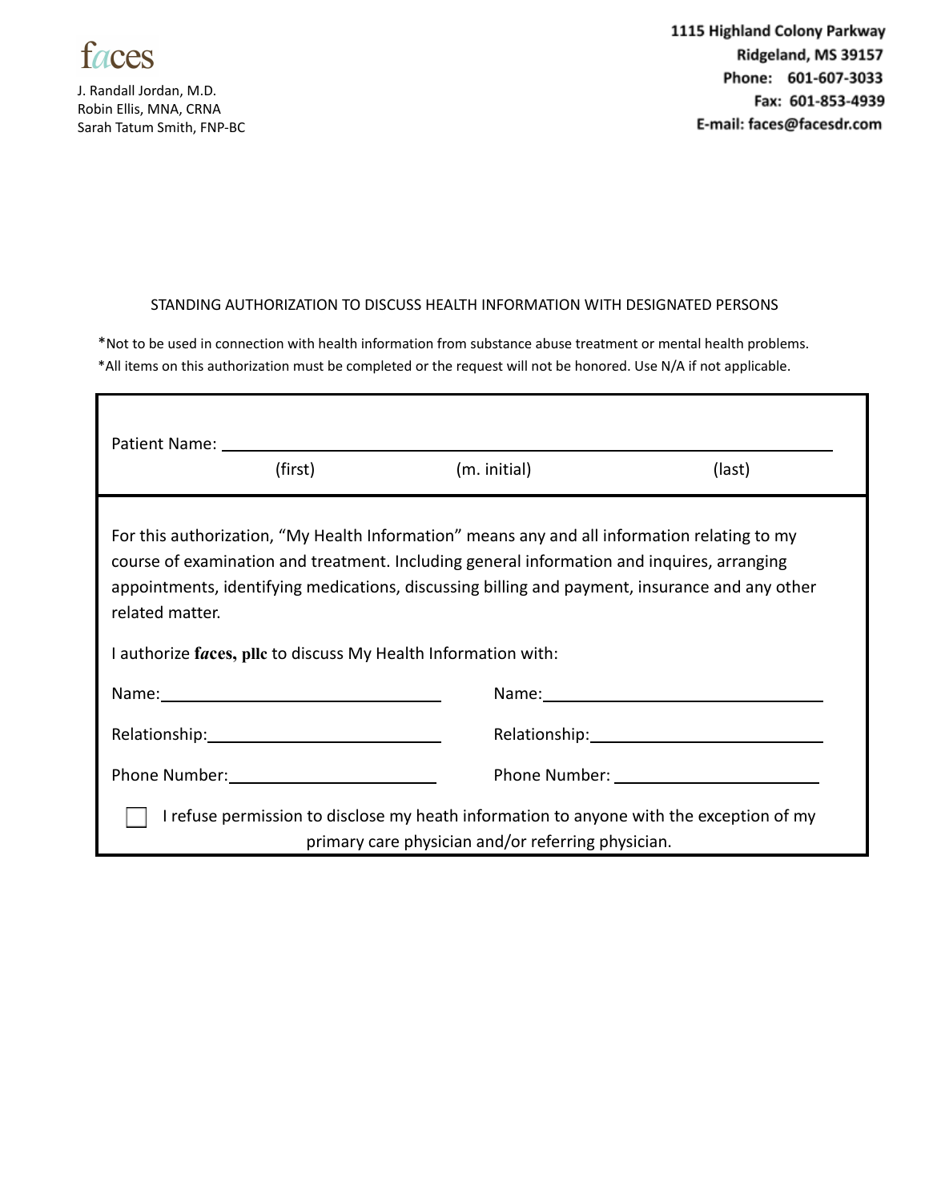faces

J. Randall Jordan, M.D.
Robin Ellis, MNA, CRNA
Sarah Tatum Smith, FNP-BC

**1115 Highland Colony Parkway**
**Ridgeland, MS 39157**
**Phone: 601-607-3033**
**Fax: 601-853-4939**
**E-mail: faces@facesdr.com**

## STANDING AUTHORIZATION TO DISCUSS HEALTH INFORMATION WITH DESIGNATED PERSONS

*Not to be used in connection with health information from substance abuse treatment or mental health problems.
*All items on this authorization must be completed or the request will not be honored. Use N/A if not applicable.

Patient Name: ______________________________________________
(first) (m. initial) (last)

For this authorization, "My Health Information" means any and all information relating to my course of examination and treatment. Including general information and inquires, arranging appointments, identifying medications, discussing billing and payment, insurance and any other related matter.

I authorize **faces, pllc** to discuss My Health Information with:

| | |
|---|---|
| Name: ____________________ | Name: ____________________ |
| Relationship: ____________________ | Relationship: ____________________ |
| Phone Number: ____________________ | Phone Number: ____________________ |

☐ I refuse permission to disclose my heath information to anyone with the exception of my primary care physician and/or referring physician.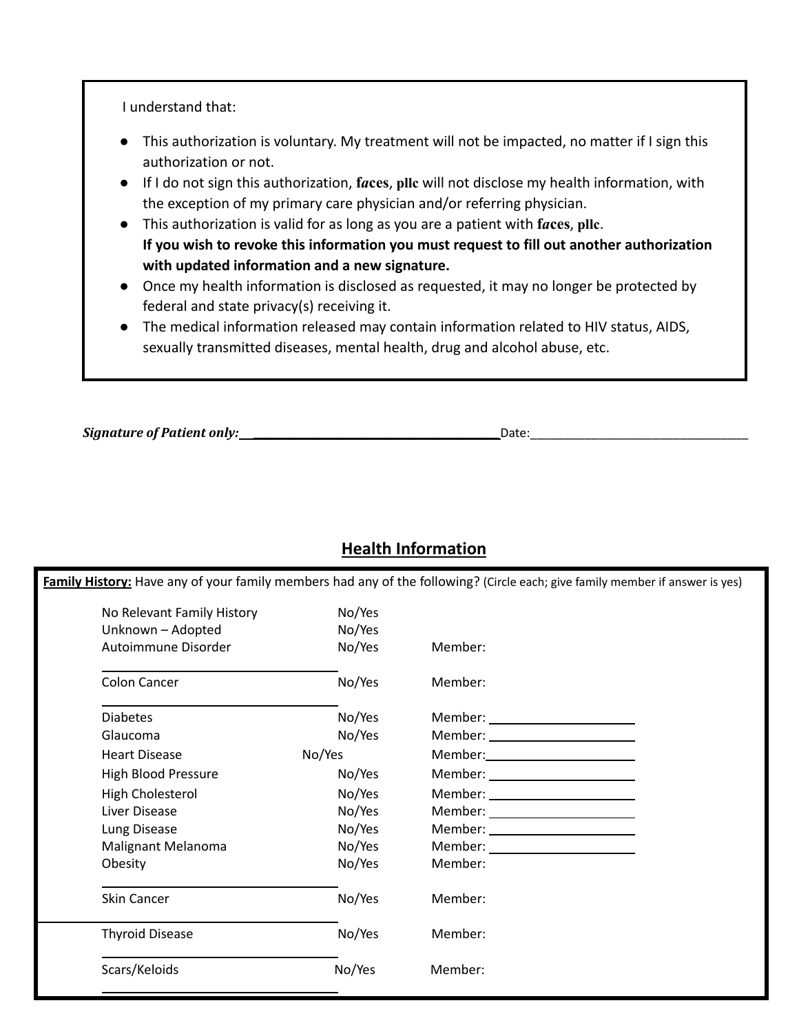I understand that:

- This authorization is voluntary. My treatment will not be impacted, no matter if I sign this authorization or not.
- If I do not sign this authorization, **faces**, **pllc** will not disclose my health information, with the exception of my primary care physician and/or referring physician.
- This authorization is valid for as long as you are a patient with **faces**, **pllc**.
  **If you wish to revoke this information you must request to fill out another authorization with updated information and a new signature.**
- Once my health information is disclosed as requested, it may no longer be protected by federal and state privacy(s) receiving it.
- The medical information released may contain information related to HIV status, AIDS, sexually transmitted diseases, mental health, drug and alcohol abuse, etc.

***Signature of Patient only:*** ______________________________________ Date:_________________________________

## Health Information

**Family History:** Have any of your family members had any of the following? (Circle each; give family member if answer is yes)

| Condition | No/Yes | Member |
|---|---|---|
| No Relevant Family History | No/Yes | |
| Unknown – Adopted | No/Yes | |
| Autoimmune Disorder | No/Yes | Member: |
| Colon Cancer | No/Yes | Member: |
| Diabetes | No/Yes | Member: ____________________ |
| Glaucoma | No/Yes | Member: ____________________ |
| Heart Disease | No/Yes | Member: ____________________ |
| High Blood Pressure | No/Yes | Member: ____________________ |
| High Cholesterol | No/Yes | Member: ____________________ |
| Liver Disease | No/Yes | Member: ____________________ |
| Lung Disease | No/Yes | Member: ____________________ |
| Malignant Melanoma | No/Yes | Member: ____________________ |
| Obesity | No/Yes | Member: |
| Skin Cancer | No/Yes | Member: |
| Thyroid Disease | No/Yes | Member: |
| Scars/Keloids | No/Yes | Member: |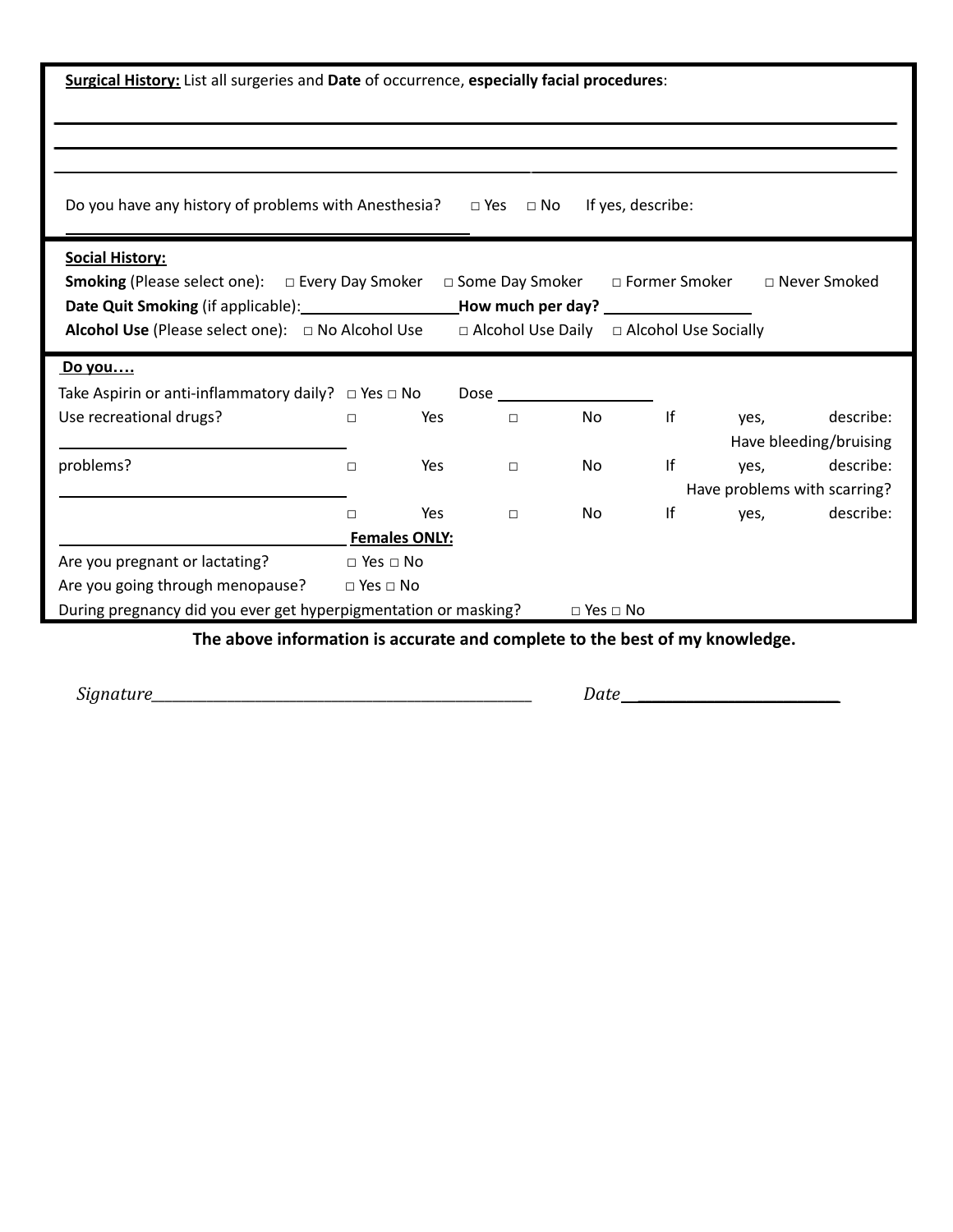**Surgical History:** List all surgeries and **Date** of occurrence, **especially facial procedures**:

______________________________________________________________________________

______________________________________________________________________________

______________________________________________________________________________

Do you have any history of problems with Anesthesia? □ Yes □ No If yes, describe:

______________________________________________

**Social History:**

**Smoking** (Please select one): □ Every Day Smoker □ Some Day Smoker □ Former Smoker □ Never Smoked

**Date Quit Smoking** (if applicable):__________________ **How much per day?** ________________

**Alcohol Use** (Please select one): □ No Alcohol Use □ Alcohol Use Daily □ Alcohol Use Socially

**Do you….**

Take Aspirin or anti-inflammatory daily? □ Yes □ No Dose ________________

Use recreational drugs? □ Yes □ No If yes, describe: ________________________________

Have bleeding/bruising problems? □ Yes □ No If yes, describe: ________________________________

Have problems with scarring? □ Yes □ No If yes, describe: ________________________________

**Females ONLY:**

Are you pregnant or lactating? □ Yes □ No

Are you going through menopause? □ Yes □ No

During pregnancy did you ever get hyperpigmentation or masking? □ Yes □ No

**The above information is accurate and complete to the best of my knowledge.**

*Signature*______________________________________________ *Date*________________________